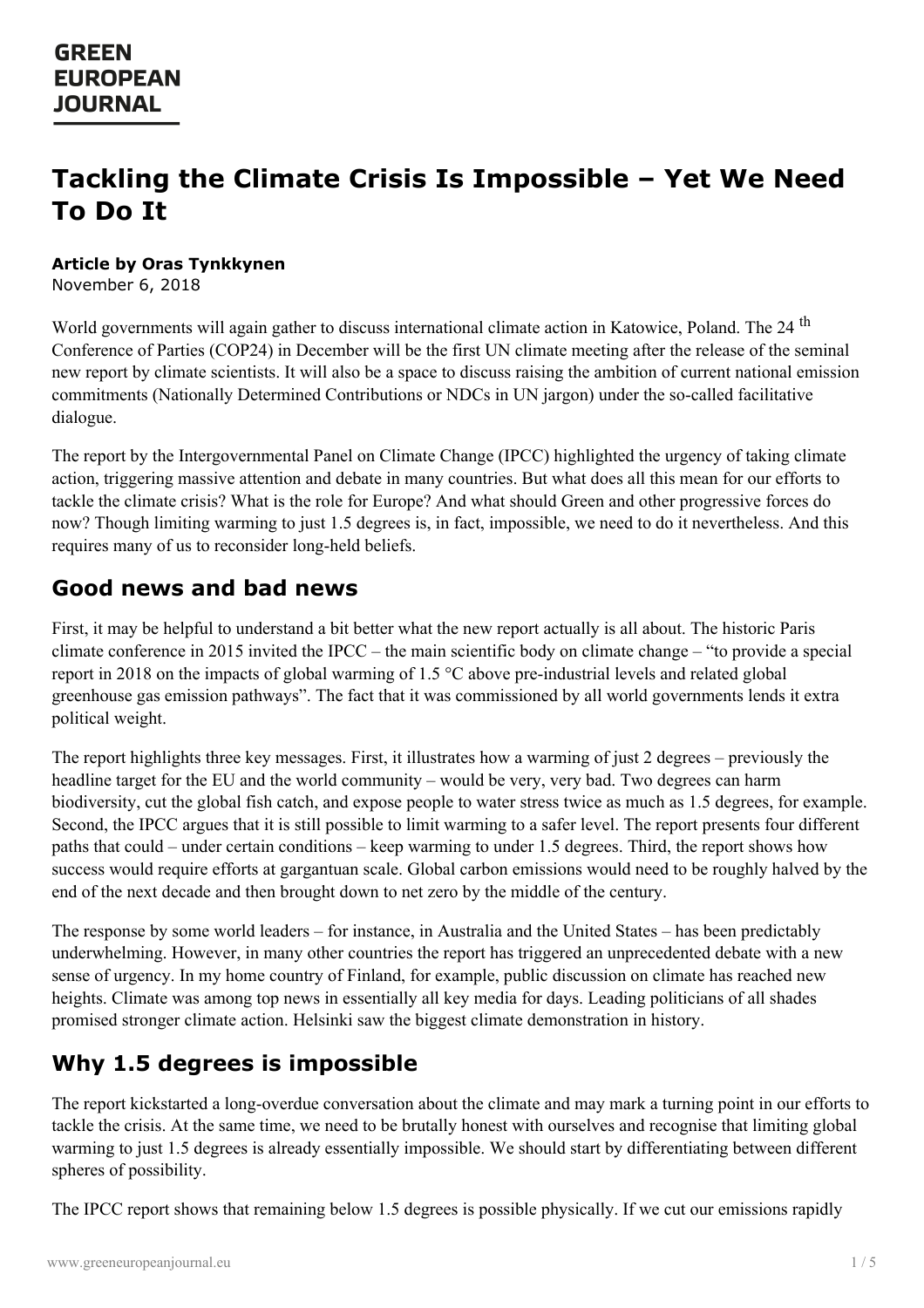**GREEN EUROPEAN JOURNAL**

# Tackling the Climate Crisis Is Impossible – Yet We Need To Do It

**Article by Oras Tynkkynen**
November 6, 2018

World governments will again gather to discuss international climate action in Katowice, Poland. The 24[th] Conference of Parties (COP24) in December will be the first UN climate meeting after the release of the seminal new report by climate scientists. It will also be a space to discuss raising the ambition of current national emission commitments (Nationally Determined Contributions or NDCs in UN jargon) under the so-called facilitative dialogue.

The report by the Intergovernmental Panel on Climate Change (IPCC) highlighted the urgency of taking climate action, triggering massive attention and debate in many countries. But what does all this mean for our efforts to tackle the climate crisis? What is the role for Europe? And what should Green and other progressive forces do now? Though limiting warming to just 1.5 degrees is, in fact, impossible, we need to do it nevertheless. And this requires many of us to reconsider long-held beliefs.

## Good news and bad news

First, it may be helpful to understand a bit better what the new report actually is all about. The historic Paris climate conference in 2015 invited the IPCC – the main scientific body on climate change – "to provide a special report in 2018 on the impacts of global warming of 1.5 °C above pre-industrial levels and related global greenhouse gas emission pathways". The fact that it was commissioned by all world governments lends it extra political weight.

The report highlights three key messages. First, it illustrates how a warming of just 2 degrees – previously the headline target for the EU and the world community – would be very, very bad. Two degrees can harm biodiversity, cut the global fish catch, and expose people to water stress twice as much as 1.5 degrees, for example. Second, the IPCC argues that it is still possible to limit warming to a safer level. The report presents four different paths that could – under certain conditions – keep warming to under 1.5 degrees. Third, the report shows how success would require efforts at gargantuan scale. Global carbon emissions would need to be roughly halved by the end of the next decade and then brought down to net zero by the middle of the century.

The response by some world leaders – for instance, in Australia and the United States – has been predictably underwhelming. However, in many other countries the report has triggered an unprecedented debate with a new sense of urgency. In my home country of Finland, for example, public discussion on climate has reached new heights. Climate was among top news in essentially all key media for days. Leading politicians of all shades promised stronger climate action. Helsinki saw the biggest climate demonstration in history.

## Why 1.5 degrees is impossible

The report kickstarted a long-overdue conversation about the climate and may mark a turning point in our efforts to tackle the crisis. At the same time, we need to be brutally honest with ourselves and recognise that limiting global warming to just 1.5 degrees is already essentially impossible. We should start by differentiating between different spheres of possibility.

The IPCC report shows that remaining below 1.5 degrees is possible physically. If we cut our emissions rapidly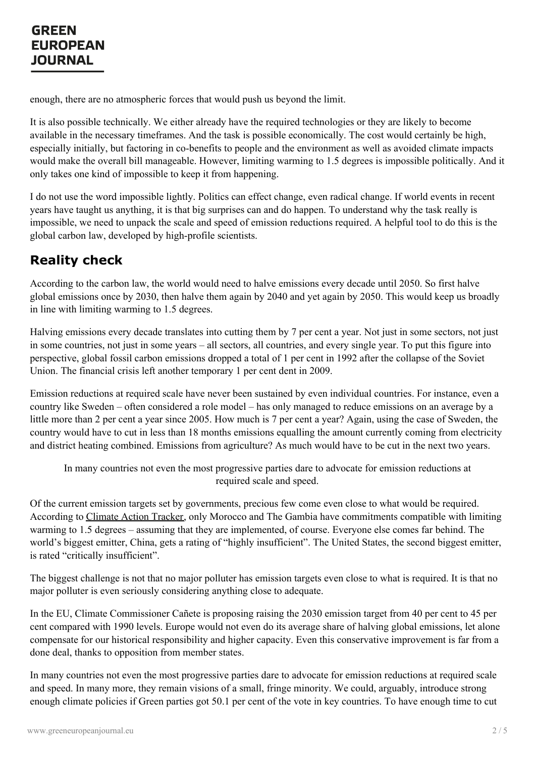enough, there are no atmospheric forces that would push us beyond the limit.

It is also possible technically. We either already have the required technologies or they are likely to become available in the necessary timeframes. And the task is possible economically. The cost would certainly be high, especially initially, but factoring in co-benefits to people and the environment as well as avoided climate impacts would make the overall bill manageable. However, limiting warming to 1.5 degrees is impossible politically. And it only takes one kind of impossible to keep it from happening.

I do not use the word impossible lightly. Politics can effect change, even radical change. If world events in recent years have taught us anything, it is that big surprises can and do happen. To understand why the task really is impossible, we need to unpack the scale and speed of emission reductions required. A helpful tool to do this is the global carbon law, developed by high-profile scientists.

## Reality check

According to the carbon law, the world would need to halve emissions every decade until 2050. So first halve global emissions once by 2030, then halve them again by 2040 and yet again by 2050. This would keep us broadly in line with limiting warming to 1.5 degrees.

Halving emissions every decade translates into cutting them by 7 per cent a year. Not just in some sectors, not just in some countries, not just in some years – all sectors, all countries, and every single year. To put this figure into perspective, global fossil carbon emissions dropped a total of 1 per cent in 1992 after the collapse of the Soviet Union. The financial crisis left another temporary 1 per cent dent in 2009.

Emission reductions at required scale have never been sustained by even individual countries. For instance, even a country like Sweden – often considered a role model – has only managed to reduce emissions on an average by a little more than 2 per cent a year since 2005. How much is 7 per cent a year? Again, using the case of Sweden, the country would have to cut in less than 18 months emissions equalling the amount currently coming from electricity and district heating combined. Emissions from agriculture? As much would have to be cut in the next two years.

> In many countries not even the most progressive parties dare to advocate for emission reductions at required scale and speed.

Of the current emission targets set by governments, precious few come even close to what would be required. According to Climate Action Tracker, only Morocco and The Gambia have commitments compatible with limiting warming to 1.5 degrees – assuming that they are implemented, of course. Everyone else comes far behind. The world's biggest emitter, China, gets a rating of "highly insufficient". The United States, the second biggest emitter, is rated "critically insufficient".

The biggest challenge is not that no major polluter has emission targets even close to what is required. It is that no major polluter is even seriously considering anything close to adequate.

In the EU, Climate Commissioner Cañete is proposing raising the 2030 emission target from 40 per cent to 45 per cent compared with 1990 levels. Europe would not even do its average share of halving global emissions, let alone compensate for our historical responsibility and higher capacity. Even this conservative improvement is far from a done deal, thanks to opposition from member states.

In many countries not even the most progressive parties dare to advocate for emission reductions at required scale and speed. In many more, they remain visions of a small, fringe minority. We could, arguably, introduce strong enough climate policies if Green parties got 50.1 per cent of the vote in key countries. To have enough time to cut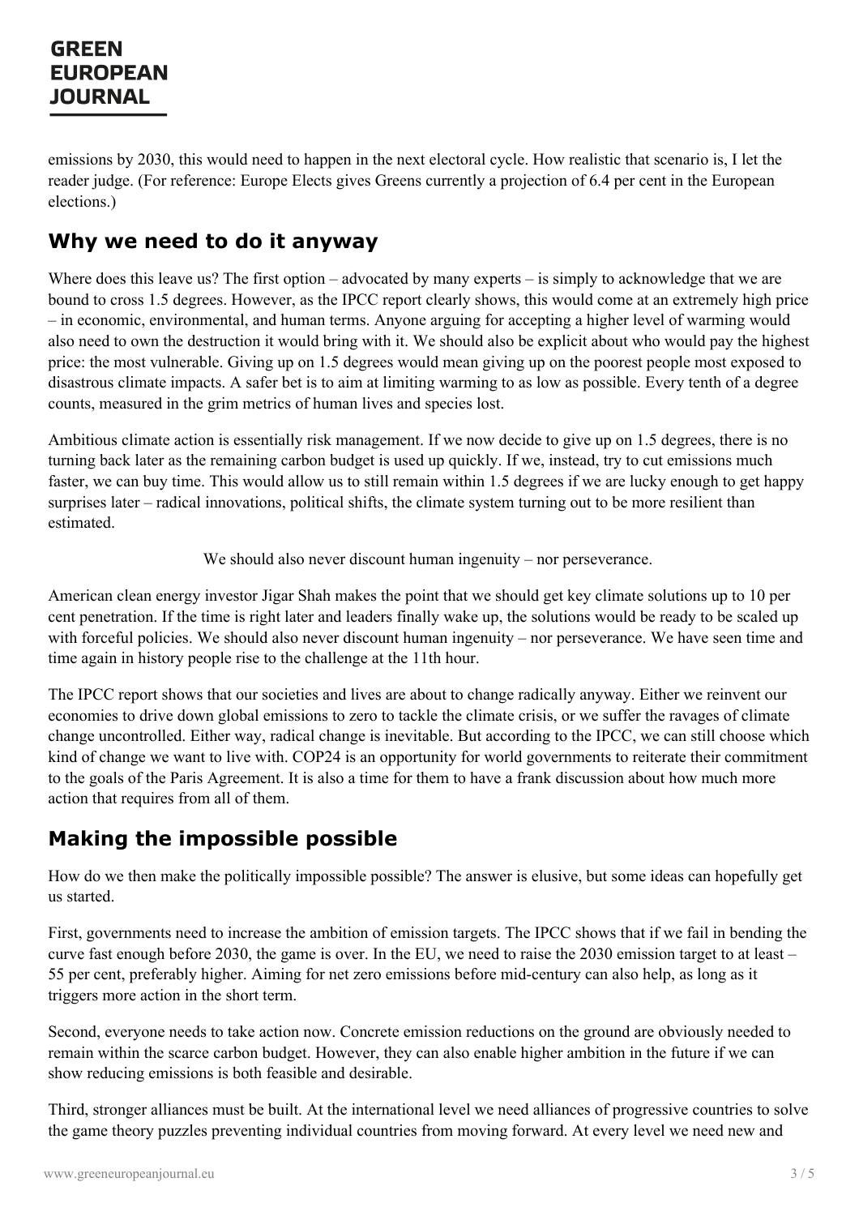emissions by 2030, this would need to happen in the next electoral cycle. How realistic that scenario is, I let the reader judge. (For reference: Europe Elects gives Greens currently a projection of 6.4 per cent in the European elections.)

## Why we need to do it anyway

Where does this leave us? The first option – advocated by many experts – is simply to acknowledge that we are bound to cross 1.5 degrees. However, as the IPCC report clearly shows, this would come at an extremely high price – in economic, environmental, and human terms. Anyone arguing for accepting a higher level of warming would also need to own the destruction it would bring with it. We should also be explicit about who would pay the highest price: the most vulnerable. Giving up on 1.5 degrees would mean giving up on the poorest people most exposed to disastrous climate impacts. A safer bet is to aim at limiting warming to as low as possible. Every tenth of a degree counts, measured in the grim metrics of human lives and species lost.

Ambitious climate action is essentially risk management. If we now decide to give up on 1.5 degrees, there is no turning back later as the remaining carbon budget is used up quickly. If we, instead, try to cut emissions much faster, we can buy time. This would allow us to still remain within 1.5 degrees if we are lucky enough to get happy surprises later – radical innovations, political shifts, the climate system turning out to be more resilient than estimated.

We should also never discount human ingenuity – nor perseverance.

American clean energy investor Jigar Shah makes the point that we should get key climate solutions up to 10 per cent penetration. If the time is right later and leaders finally wake up, the solutions would be ready to be scaled up with forceful policies. We should also never discount human ingenuity – nor perseverance. We have seen time and time again in history people rise to the challenge at the 11th hour.

The IPCC report shows that our societies and lives are about to change radically anyway. Either we reinvent our economies to drive down global emissions to zero to tackle the climate crisis, or we suffer the ravages of climate change uncontrolled. Either way, radical change is inevitable. But according to the IPCC, we can still choose which kind of change we want to live with. COP24 is an opportunity for world governments to reiterate their commitment to the goals of the Paris Agreement. It is also a time for them to have a frank discussion about how much more action that requires from all of them.

## Making the impossible possible

How do we then make the politically impossible possible? The answer is elusive, but some ideas can hopefully get us started.

First, governments need to increase the ambition of emission targets. The IPCC shows that if we fail in bending the curve fast enough before 2030, the game is over. In the EU, we need to raise the 2030 emission target to at least – 55 per cent, preferably higher. Aiming for net zero emissions before mid-century can also help, as long as it triggers more action in the short term.

Second, everyone needs to take action now. Concrete emission reductions on the ground are obviously needed to remain within the scarce carbon budget. However, they can also enable higher ambition in the future if we can show reducing emissions is both feasible and desirable.

Third, stronger alliances must be built. At the international level we need alliances of progressive countries to solve the game theory puzzles preventing individual countries from moving forward. At every level we need new and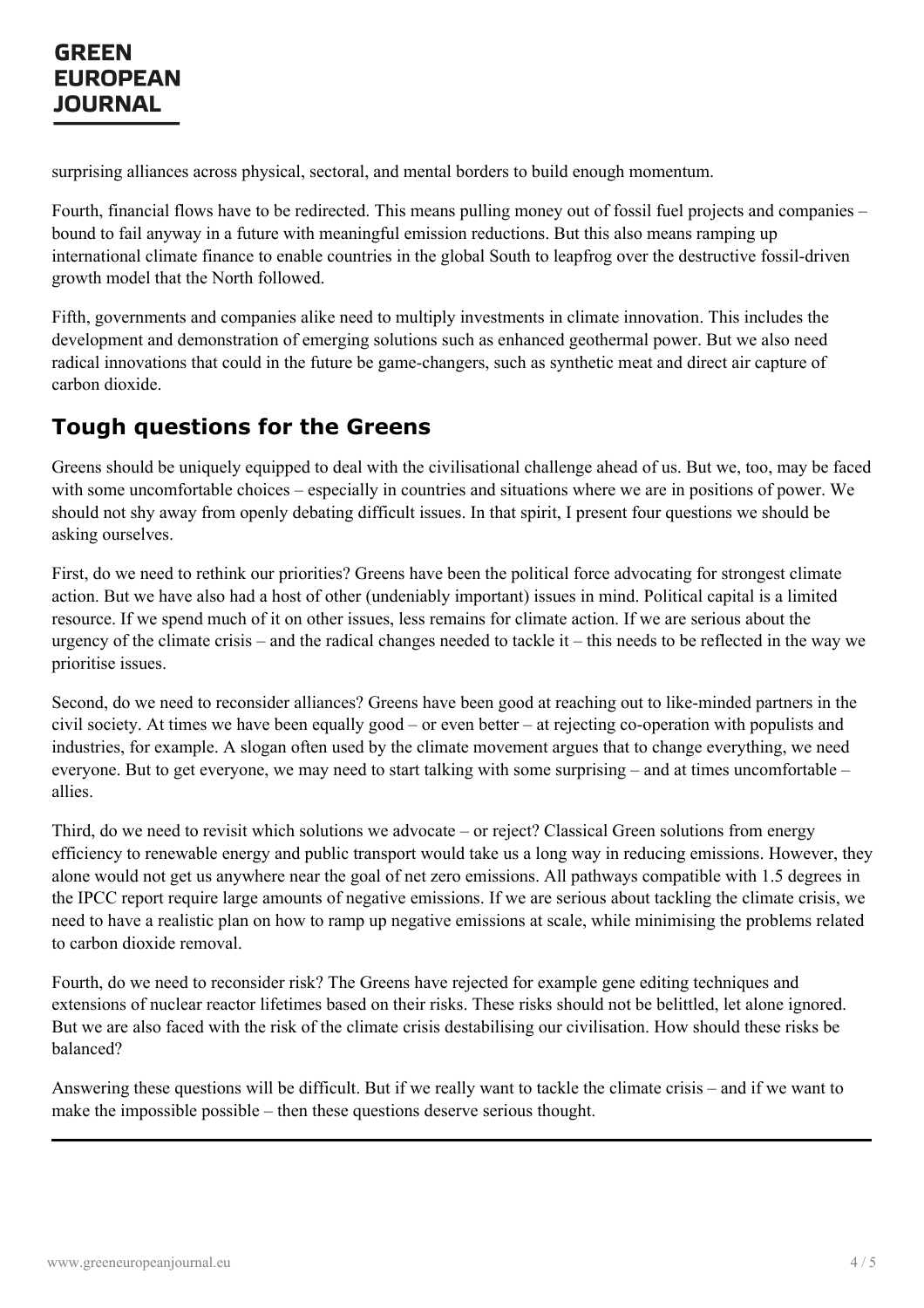surprising alliances across physical, sectoral, and mental borders to build enough momentum.

Fourth, financial flows have to be redirected. This means pulling money out of fossil fuel projects and companies – bound to fail anyway in a future with meaningful emission reductions. But this also means ramping up international climate finance to enable countries in the global South to leapfrog over the destructive fossil-driven growth model that the North followed.

Fifth, governments and companies alike need to multiply investments in climate innovation. This includes the development and demonstration of emerging solutions such as enhanced geothermal power. But we also need radical innovations that could in the future be game-changers, such as synthetic meat and direct air capture of carbon dioxide.

## Tough questions for the Greens

Greens should be uniquely equipped to deal with the civilisational challenge ahead of us. But we, too, may be faced with some uncomfortable choices – especially in countries and situations where we are in positions of power. We should not shy away from openly debating difficult issues. In that spirit, I present four questions we should be asking ourselves.

First, do we need to rethink our priorities? Greens have been the political force advocating for strongest climate action. But we have also had a host of other (undeniably important) issues in mind. Political capital is a limited resource. If we spend much of it on other issues, less remains for climate action. If we are serious about the urgency of the climate crisis – and the radical changes needed to tackle it – this needs to be reflected in the way we prioritise issues.

Second, do we need to reconsider alliances? Greens have been good at reaching out to like-minded partners in the civil society. At times we have been equally good – or even better – at rejecting co-operation with populists and industries, for example. A slogan often used by the climate movement argues that to change everything, we need everyone. But to get everyone, we may need to start talking with some surprising – and at times uncomfortable – allies.

Third, do we need to revisit which solutions we advocate – or reject? Classical Green solutions from energy efficiency to renewable energy and public transport would take us a long way in reducing emissions. However, they alone would not get us anywhere near the goal of net zero emissions. All pathways compatible with 1.5 degrees in the IPCC report require large amounts of negative emissions. If we are serious about tackling the climate crisis, we need to have a realistic plan on how to ramp up negative emissions at scale, while minimising the problems related to carbon dioxide removal.

Fourth, do we need to reconsider risk? The Greens have rejected for example gene editing techniques and extensions of nuclear reactor lifetimes based on their risks. These risks should not be belittled, let alone ignored. But we are also faced with the risk of the climate crisis destabilising our civilisation. How should these risks be balanced?

Answering these questions will be difficult. But if we really want to tackle the climate crisis – and if we want to make the impossible possible – then these questions deserve serious thought.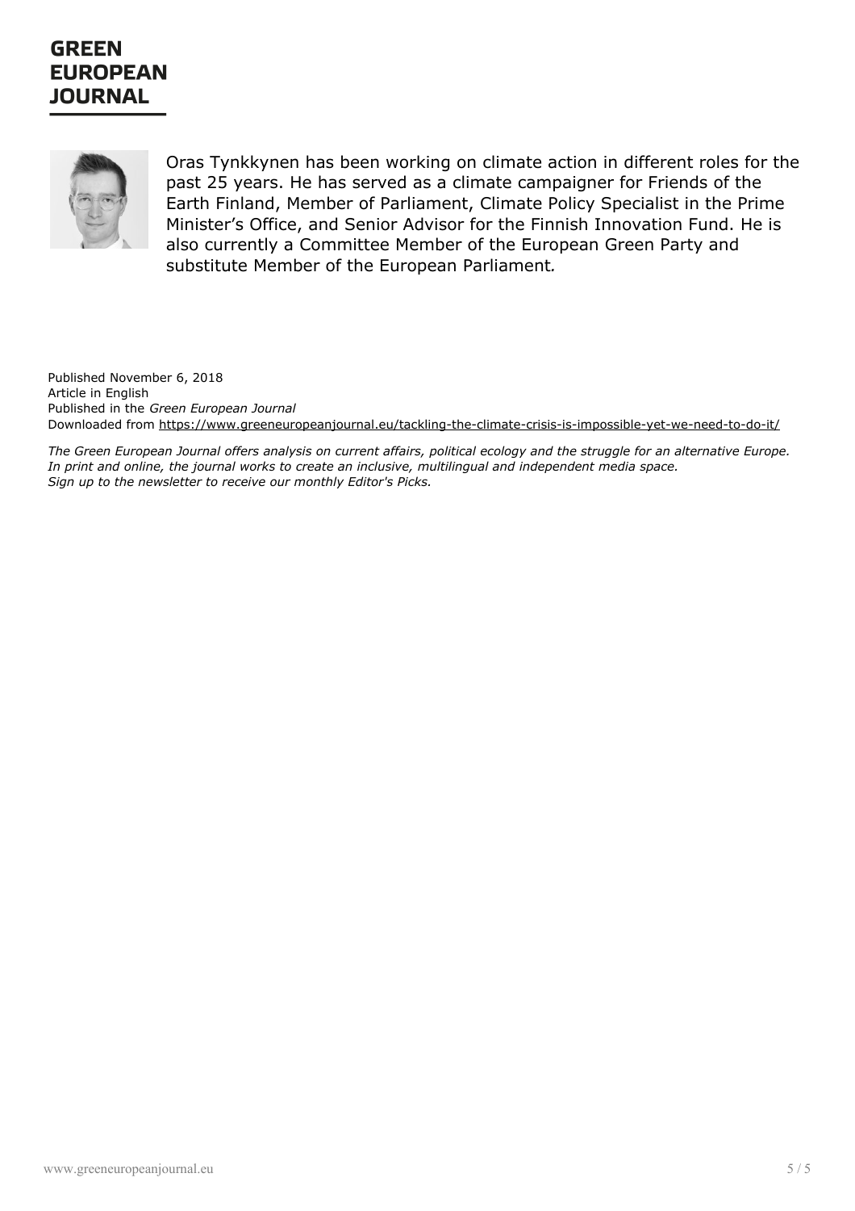Oras Tynkkynen has been working on climate action in different roles for the past 25 years. He has served as a climate campaigner for Friends of the Earth Finland, Member of Parliament, Climate Policy Specialist in the Prime Minister's Office, and Senior Advisor for the Finnish Innovation Fund. He is also currently a Committee Member of the European Green Party and substitute Member of the European Parliament.

Published November 6, 2018
Article in English
Published in the *Green European Journal*
Downloaded from https://www.greeneuropeanjournal.eu/tackling-the-climate-crisis-is-impossible-yet-we-need-to-do-it/

*The Green European Journal offers analysis on current affairs, political ecology and the struggle for an alternative Europe. In print and online, the journal works to create an inclusive, multilingual and independent media space. Sign up to the newsletter to receive our monthly Editor's Picks.*